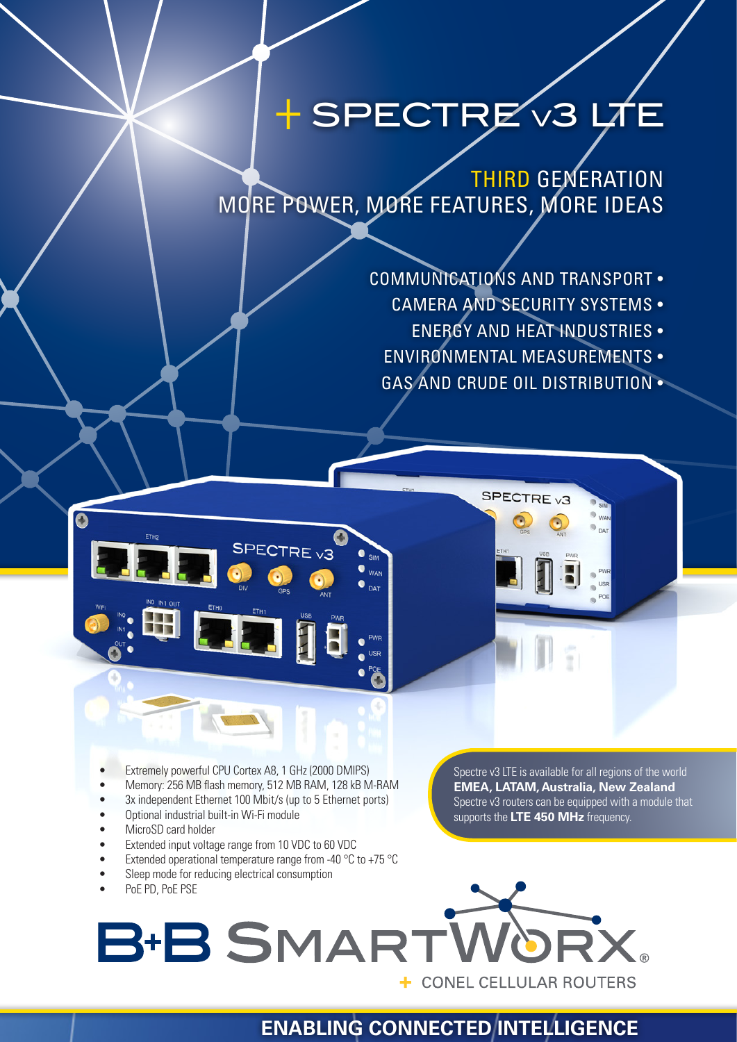# + SPECTRE v3 LTE

## THIRD GENERATION
## MORE POWER, MORE FEATURES, MORE IDEAS

- COMMUNICATIONS AND TRANSPORT
- CAMERA AND SECURITY SYSTEMS
- ENERGY AND HEAT INDUSTRIES
- ENVIRONMENTAL MEASUREMENTS
- GAS AND CRUDE OIL DISTRIBUTION

- Extremely powerful CPU Cortex A8, 1 GHz (2000 DMIPS)
- Memory: 256 MB flash memory, 512 MB RAM, 128 kB M-RAM
- 3x independent Ethernet 100 Mbit/s (up to 5 Ethernet ports)
- Optional industrial built-in Wi-Fi module
- MicroSD card holder
- Extended input voltage range from 10 VDC to 60 VDC
- Extended operational temperature range from -40 °C to +75 °C
- Sleep mode for reducing electrical consumption
- PoE PD, PoE PSE

Spectre v3 LTE is available for all regions of the world **EMEA, LATAM, Australia, New Zealand** Spectre v3 routers can be equipped with a module that supports the **LTE 450 MHz** frequency.

B+B SMARTWORX®

+ CONEL CELLULAR ROUTERS

**ENABLING CONNECTED INTELLIGENCE**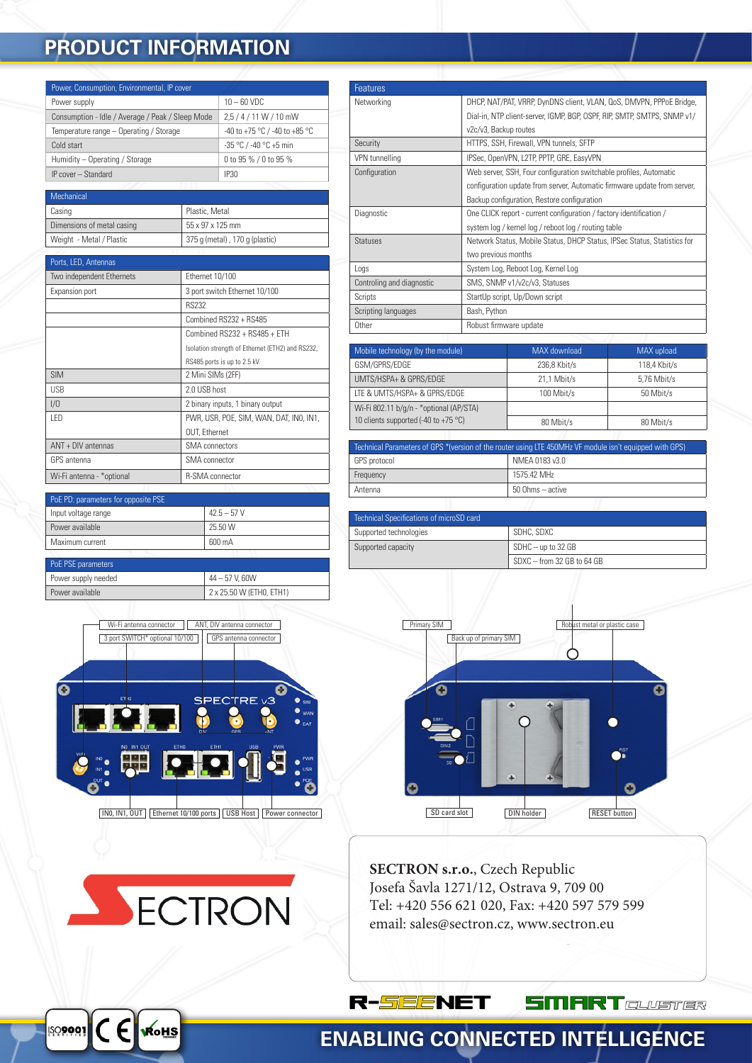# PRODUCT INFORMATION

| Power, Consumption, Environmental, IP cover | |
|---|---|
| Power supply | 10 – 60 VDC |
| Consumption - Idle / Average / Peak / Sleep Mode | 2,5 / 4 / 11 W / 10 mW |
| Temperature range – Operating / Storage | -40 to +75 °C / -40 to +85 °C |
| Cold start | -35 °C / -40 °C +5 min |
| Humidity – Operating / Storage | 0 to 95 % / 0 to 95 % |
| IP cover – Standard | IP30 |

| Mechanical | |
|---|---|
| Casing | Plastic, Metal |
| Dimensions of metal casing | 55 x 97 x 125 mm |
| Weight - Metal / Plastic | 375 g (metal) , 170 g (plastic) |

| Ports, LED, Antennas | |
|---|---|
| Two independent Ethernets | Ethernet 10/100 |
| Expansion port | 3 port switch Ethernet 10/100 |
| | RS232 |
| | Combined RS232 + RS485 |
| | Combined RS232 + RS485 + ETH<br>Isolation strength of Ethernet (ETH2) and RS232, RS485 ports is up to 2.5 kV. |
| SIM | 2 Mini SIMs (2FF) |
| USB | 2.0 USB host |
| I/O | 2 binary inputs, 1 binary output |
| LED | PWR, USR, POE, SIM, WAN, DAT, IN0, IN1, OUT, Ethernet |
| ANT + DIV antennas | SMA connectors |
| GPS antenna | SMA connector |
| Wi-Fi antenna - *optional | R-SMA connector |

| PoE PD: parameters for opposite PSE | |
|---|---|
| Input voltage range | 42.5 – 57 V |
| Power available | 25.50 W |
| Maximum current | 600 mA |

| PoE PSE parameters | |
|---|---|
| Power supply needed | 44 – 57 V, 60W |
| Power available | 2 x 25.50 W (ETH0, ETH1) |

| Features | |
|---|---|
| Networking | DHCP, NAT/PAT, VRRP, DynDNS client, VLAN, QoS, DMVPN, PPPoE Bridge, Dial-in, NTP client-server, IGMP, BGP, OSPF, RIP, SMTP, SMTPS, SNMP v1/v2c/v3, Backup routes |
| Security | HTTPS, SSH, Firewall, VPN tunnels, SFTP |
| VPN tunnelling | IPSec, OpenVPN, L2TP, PPTP, GRE, EasyVPN |
| Configuration | Web server, SSH, Four configuration switchable profiles, Automatic configuration update from server, Automatic firmware update from server, Backup configuration, Restore configuration |
| Diagnostic | One CLICK report - current configuration / factory identification / system log / kernel log / reboot log / routing table |
| Statuses | Network Status, Mobile Status, DHCP Status, IPSec Status, Statistics for two previous months |
| Logs | System Log, Reboot Log, Kernel Log |
| Controling and diagnostic | SMS, SNMP v1/v2c/v3, Statuses |
| Scripts | StartUp script, Up/Down script |
| Scripting languages | Bash, Python |
| Other | Robust firmware update |

| Mobile technology (by the module) | MAX download | MAX upload |
|---|---|---|
| GSM/GPRS/EDGE | 236,8 Kbit/s | 118,4 Kbit/s |
| UMTS/HSPA+ & GPRS/EDGE | 21,1 Mbit/s | 5,76 Mbit/s |
| LTE & UMTS/HSPA+ & GPRS/EDGE | 100 Mbit/s | 50 Mbit/s |
| Wi-Fi 802.11 b/g/n - *optional (AP/STA)<br>10 clients supported (-40 to +75 °C) | 80 Mbit/s | 80 Mbit/s |

| Technical Parameters of GPS *(version of the router using LTE 450MHz VF module isn't equipped with GPS) | |
|---|---|
| GPS protocol | NMEA 0183 v3.0 |
| Frequency | 1575.42 MHz |
| Antenna | 50 Ohms – active |

| Technical Specifications of microSD card | |
|---|---|
| Supported technologies | SDHC, SDXC |
| Supported capacity | SDHC – up to 32 GB |
| | SDXC – from 32 GB to 64 GB |

Wi-Fi antenna connector
ANT, DIV antenna connector
3 port SWITCH* optional 10/100
GPS antenna connector
IN0, IN1, OUT
Ethernet 10/100 ports
USB Host
Power connector

Primary SIM
Back up of primary SIM
Robust metal or plastic case
SD card slot
DIN holder
RESET button

**SECTRON s.r.o.**, Czech Republic
Josefa Šavla 1271/12, Ostrava 9, 709 00
Tel: +420 556 621 020, Fax: +420 597 579 599
email: sales@sectron.cz, www.sectron.eu

R-SEENET SMARTCLUSTER

ENABLING CONNECTED INTELLIGENCE